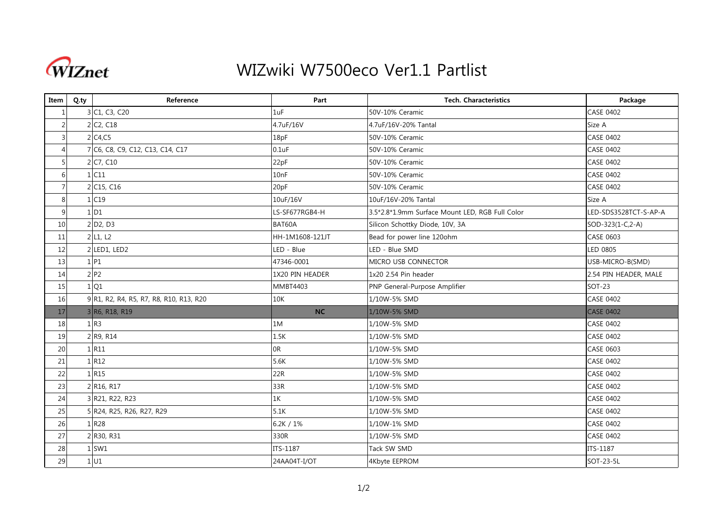# WIZwiki W7500eco Ver1.1 Partlist

| Item | Q.ty | Reference | Part | Tech. Characteristics | Package |
|---|---|---|---|---|---|
| 1 | 3 | C1, C3, C20 | 1uF | 50V-10% Ceramic | CASE 0402 |
| 2 | 2 | C2, C18 | 4.7uF/16V | 4.7uF/16V-20% Tantal | Size A |
| 3 | 2 | C4,C5 | 18pF | 50V-10% Ceramic | CASE 0402 |
| 4 | 7 | C6, C8, C9, C12, C13, C14, C17 | 0.1uF | 50V-10% Ceramic | CASE 0402 |
| 5 | 2 | C7, C10 | 22pF | 50V-10% Ceramic | CASE 0402 |
| 6 | 1 | C11 | 10nF | 50V-10% Ceramic | CASE 0402 |
| 7 | 2 | C15, C16 | 20pF | 50V-10% Ceramic | CASE 0402 |
| 8 | 1 | C19 | 10uF/16V | 10uF/16V-20% Tantal | Size A |
| 9 | 1 | D1 | LS-SF677RGB4-H | 3.5*2.8*1.9mm Surface Mount LED, RGB Full Color | LED-SDS3528TCT-S-AP-A |
| 10 | 2 | D2, D3 | BAT60A | Silicon Schottky Diode, 10V, 3A | SOD-323(1-C,2-A) |
| 11 | 2 | L1, L2 | HH-1M1608-121JT | Bead for power line 120ohm | CASE 0603 |
| 12 | 2 | LED1, LED2 | LED - Blue | LED - Blue SMD | LED 0805 |
| 13 | 1 | P1 | 47346-0001 | MICRO USB CONNECTOR | USB-MICRO-B(SMD) |
| 14 | 2 | P2 | 1X20 PIN HEADER | 1x20 2.54 Pin header | 2.54 PIN HEADER, MALE |
| 15 | 1 | Q1 | MMBT4403 | PNP General-Purpose Amplifier | SOT-23 |
| 16 | 9 | R1, R2, R4, R5, R7, R8, R10, R13, R20 | 10K | 1/10W-5% SMD | CASE 0402 |
| 17 | 3 | R6, R18, R19 | **NC** | 1/10W-5% SMD | CASE 0402 |
| 18 | 1 | R3 | 1M | 1/10W-5% SMD | CASE 0402 |
| 19 | 2 | R9, R14 | 1.5K | 1/10W-5% SMD | CASE 0402 |
| 20 | 1 | R11 | 0R | 1/10W-5% SMD | CASE 0603 |
| 21 | 1 | R12 | 5.6K | 1/10W-5% SMD | CASE 0402 |
| 22 | 1 | R15 | 22R | 1/10W-5% SMD | CASE 0402 |
| 23 | 2 | R16, R17 | 33R | 1/10W-5% SMD | CASE 0402 |
| 24 | 3 | R21, R22, R23 | 1K | 1/10W-5% SMD | CASE 0402 |
| 25 | 5 | R24, R25, R26, R27, R29 | 5.1K | 1/10W-5% SMD | CASE 0402 |
| 26 | 1 | R28 | 6.2K / 1% | 1/10W-1% SMD | CASE 0402 |
| 27 | 2 | R30, R31 | 330R | 1/10W-5% SMD | CASE 0402 |
| 28 | 1 | SW1 | ITS-1187 | Tack SW SMD | ITS-1187 |
| 29 | 1 | U1 | 24AA04T-I/OT | 4Kbyte EEPROM | SOT-23-5L |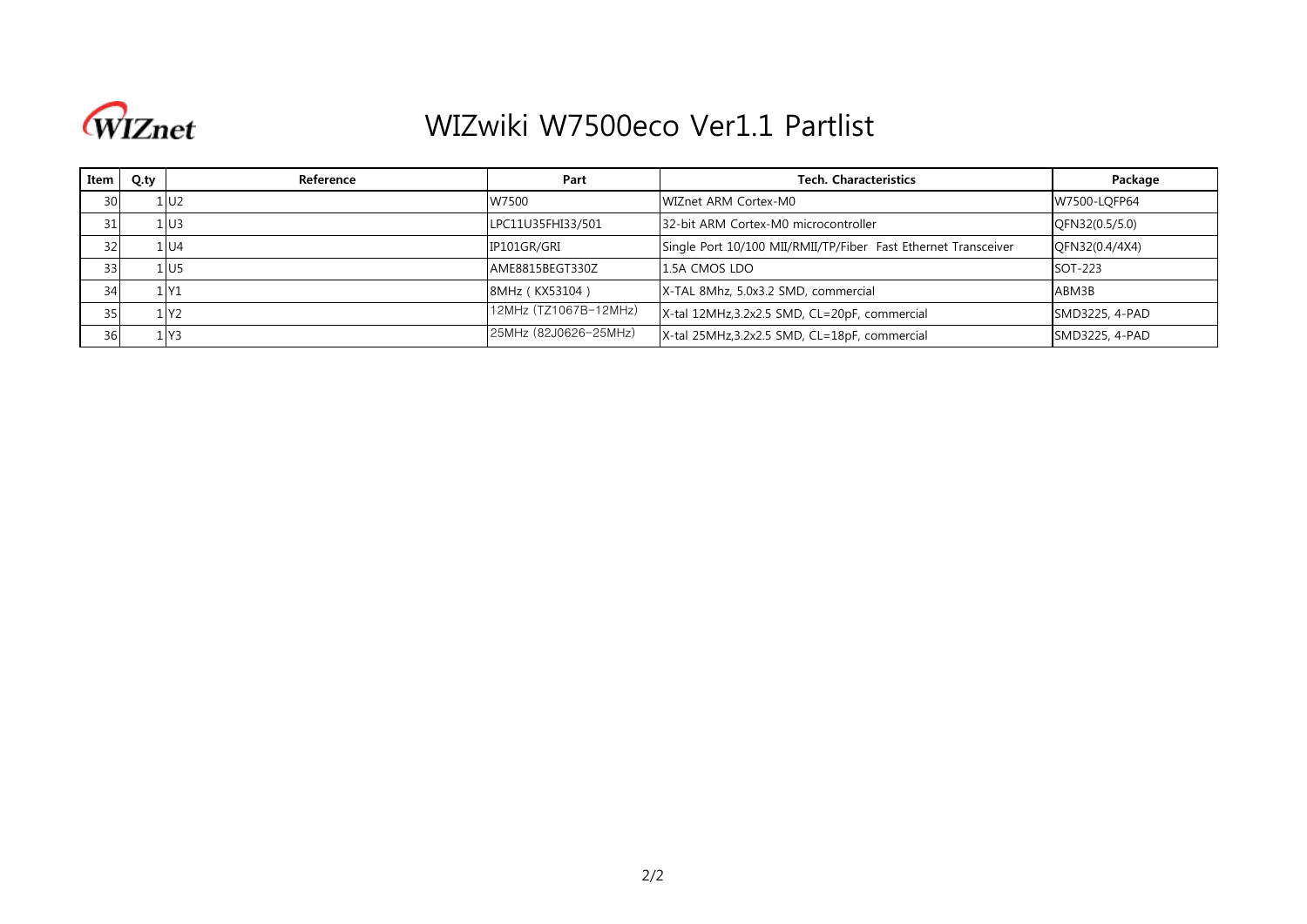WIZnet

# WIZwiki W7500eco Ver1.1 Partlist

| Item | Q.ty | Reference | Part | Tech. Characteristics | Package |
| --- | --- | --- | --- | --- | --- |
| 30 | 1 | U2 | W7500 | WIZnet ARM Cortex-M0 | W7500-LQFP64 |
| 31 | 1 | U3 | LPC11U35FHI33/501 | 32-bit ARM Cortex-M0 microcontroller | QFN32(0.5/5.0) |
| 32 | 1 | U4 | IP101GR/GRI | Single Port 10/100 MII/RMII/TP/Fiber Fast Ethernet Transceiver | QFN32(0.4/4X4) |
| 33 | 1 | U5 | AME8815BEGT330Z | 1.5A CMOS LDO | SOT-223 |
| 34 | 1 | Y1 | 8MHz ( KX53104 ) | X-TAL 8Mhz, 5.0x3.2 SMD, commercial | ABM3B |
| 35 | 1 | Y2 | 12MHz (TZ1067B-12MHz) | X-tal 12MHz,3.2x2.5 SMD, CL=20pF, commercial | SMD3225, 4-PAD |
| 36 | 1 | Y3 | 25MHz (82J0626-25MHz) | X-tal 25MHz,3.2x2.5 SMD, CL=18pF, commercial | SMD3225, 4-PAD |